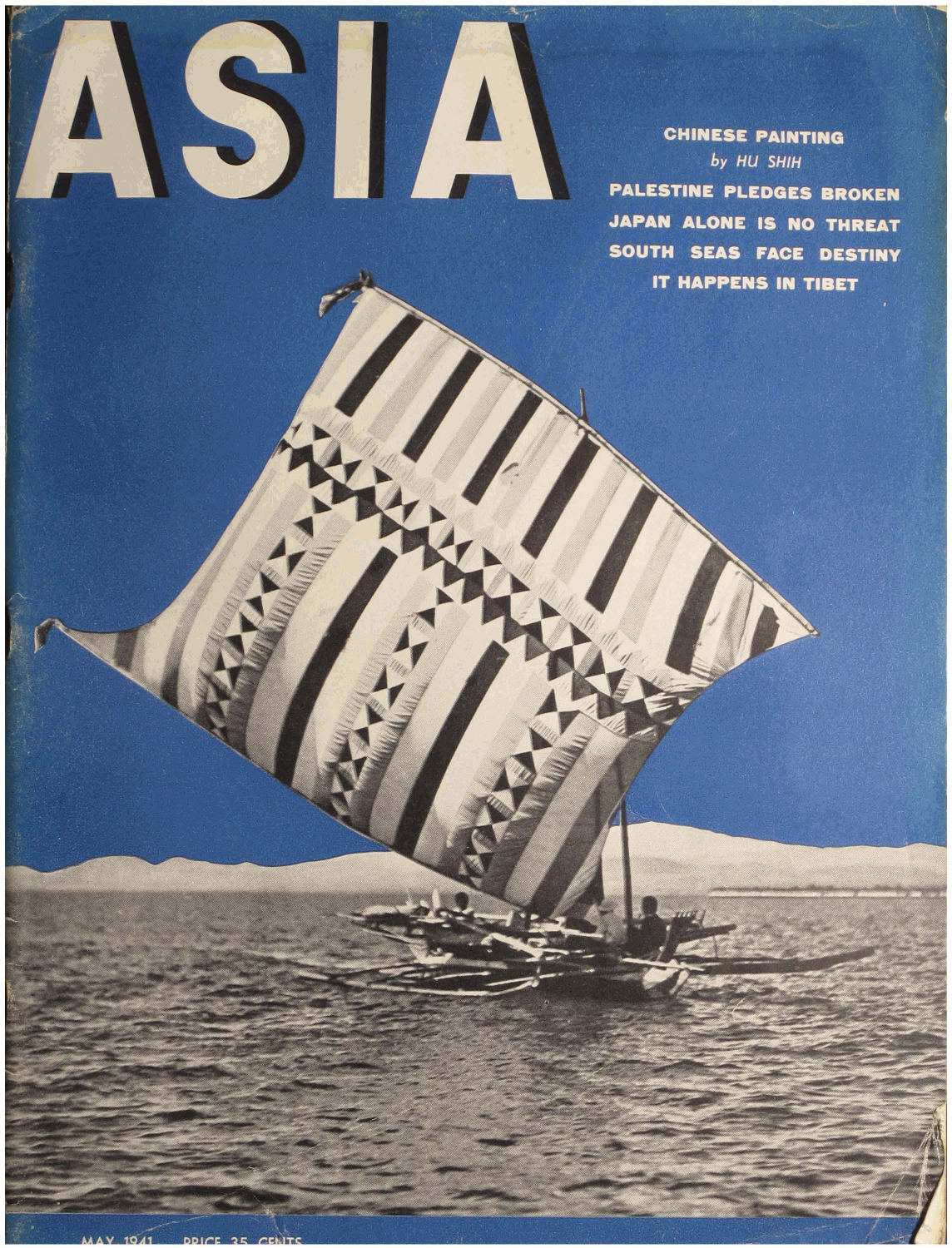# ASIA

**CHINESE PAINTING**
*by HU SHIH*

**PALESTINE PLEDGES BROKEN**

**JAPAN ALONE IS NO THREAT**

**SOUTH SEAS FACE DESTINY**

**IT HAPPENS IN TIBET**

MAY 1941 PRICE 35 CENTS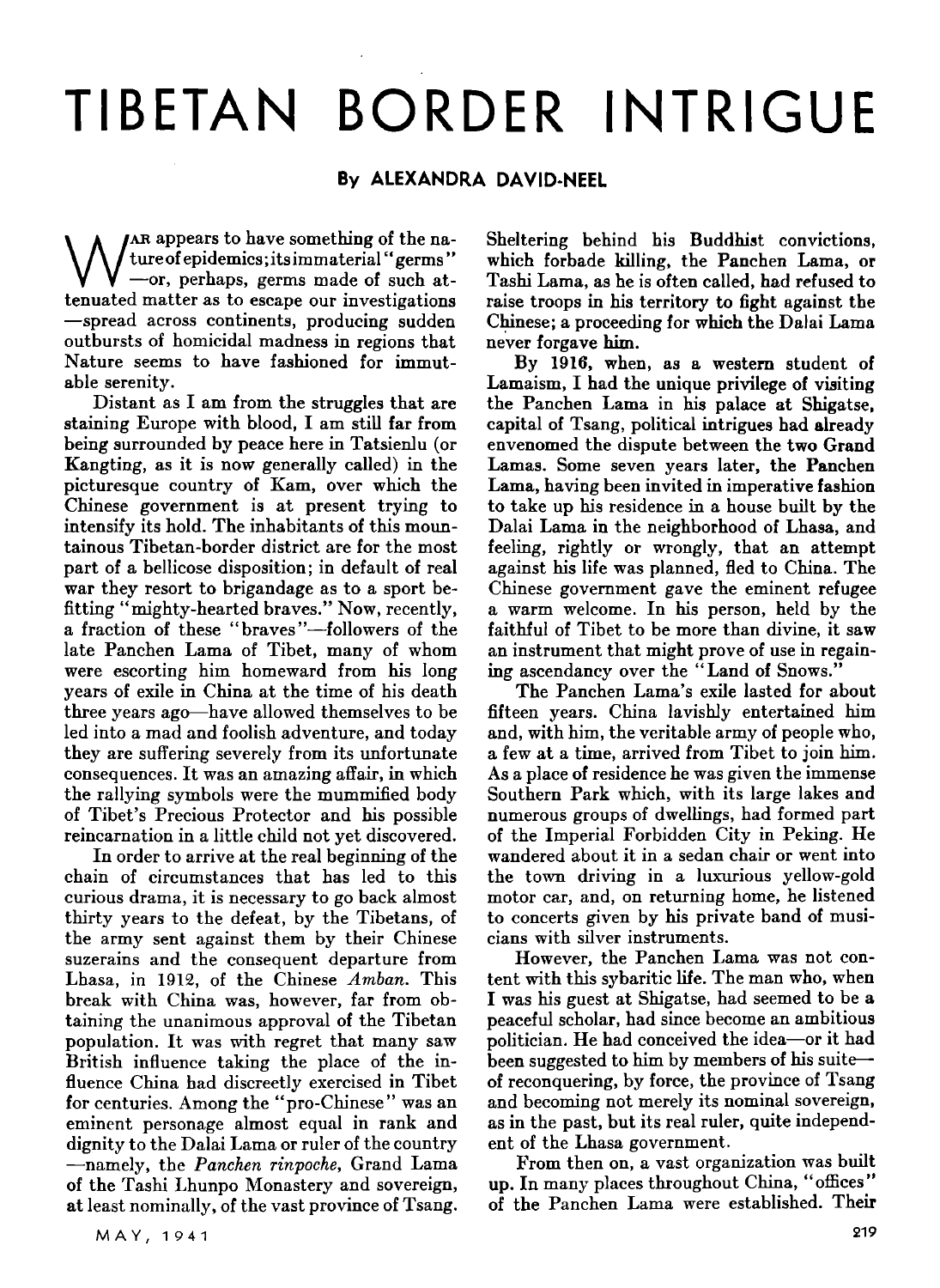# TIBETAN BORDER INTRIGUE

**By ALEXANDRA DAVID-NEEL**

War appears to have something of the nature of epidemics; its immaterial "germs" —or, perhaps, germs made of such attenuated matter as to escape our investigations —spread across continents, producing sudden outbursts of homicidal madness in regions that Nature seems to have fashioned for immutable serenity.

Distant as I am from the struggles that are staining Europe with blood, I am still far from being surrounded by peace here in Tatsienlu (or Kangting, as it is now generally called) in the picturesque country of Kam, over which the Chinese government is at present trying to intensify its hold. The inhabitants of this mountainous Tibetan-border district are for the most part of a bellicose disposition; in default of real war they resort to brigandage as to a sport befitting "mighty-hearted braves." Now, recently, a fraction of these "braves"—followers of the late Panchen Lama of Tibet, many of whom were escorting him homeward from his long years of exile in China at the time of his death three years ago—have allowed themselves to be led into a mad and foolish adventure, and today they are suffering severely from its unfortunate consequences. It was an amazing affair, in which the rallying symbols were the mummified body of Tibet's Precious Protector and his possible reincarnation in a little child not yet discovered.

In order to arrive at the real beginning of the chain of circumstances that has led to this curious drama, it is necessary to go back almost thirty years to the defeat, by the Tibetans, of the army sent against them by their Chinese suzerains and the consequent departure from Lhasa, in 1912, of the Chinese *Amban*. This break with China was, however, far from obtaining the unanimous approval of the Tibetan population. It was with regret that many saw British influence taking the place of the influence China had discreetly exercised in Tibet for centuries. Among the "pro-Chinese" was an eminent personage almost equal in rank and dignity to the Dalai Lama or ruler of the country —namely, the *Panchen rinpoche*, Grand Lama of the Tashi Lhunpo Monastery and sovereign, at least nominally, of the vast province of Tsang. Sheltering behind his Buddhist convictions, which forbade killing, the Panchen Lama, or Tashi Lama, as he is often called, had refused to raise troops in his territory to fight against the Chinese; a proceeding for which the Dalai Lama never forgave him.

By 1916, when, as a western student of Lamaism, I had the unique privilege of visiting the Panchen Lama in his palace at Shigatse, capital of Tsang, political intrigues had already envenomed the dispute between the two Grand Lamas. Some seven years later, the Panchen Lama, having been invited in imperative fashion to take up his residence in a house built by the Dalai Lama in the neighborhood of Lhasa, and feeling, rightly or wrongly, that an attempt against his life was planned, fled to China. The Chinese government gave the eminent refugee a warm welcome. In his person, held by the faithful of Tibet to be more than divine, it saw an instrument that might prove of use in regaining ascendancy over the "Land of Snows."

The Panchen Lama's exile lasted for about fifteen years. China lavishly entertained him and, with him, the veritable army of people who, a few at a time, arrived from Tibet to join him. As a place of residence he was given the immense Southern Park which, with its large lakes and numerous groups of dwellings, had formed part of the Imperial Forbidden City in Peking. He wandered about it in a sedan chair or went into the town driving in a luxurious yellow-gold motor car, and, on returning home, he listened to concerts given by his private band of musicians with silver instruments.

However, the Panchen Lama was not content with this sybaritic life. The man who, when I was his guest at Shigatse, had seemed to be a peaceful scholar, had since become an ambitious politician. He had conceived the idea—or it had been suggested to him by members of his suite—of reconquering, by force, the province of Tsang and becoming not merely its nominal sovereign, as in the past, but its real ruler, quite independent of the Lhasa government.

From then on, a vast organization was built up. In many places throughout China, "offices" of the Panchen Lama were established. Their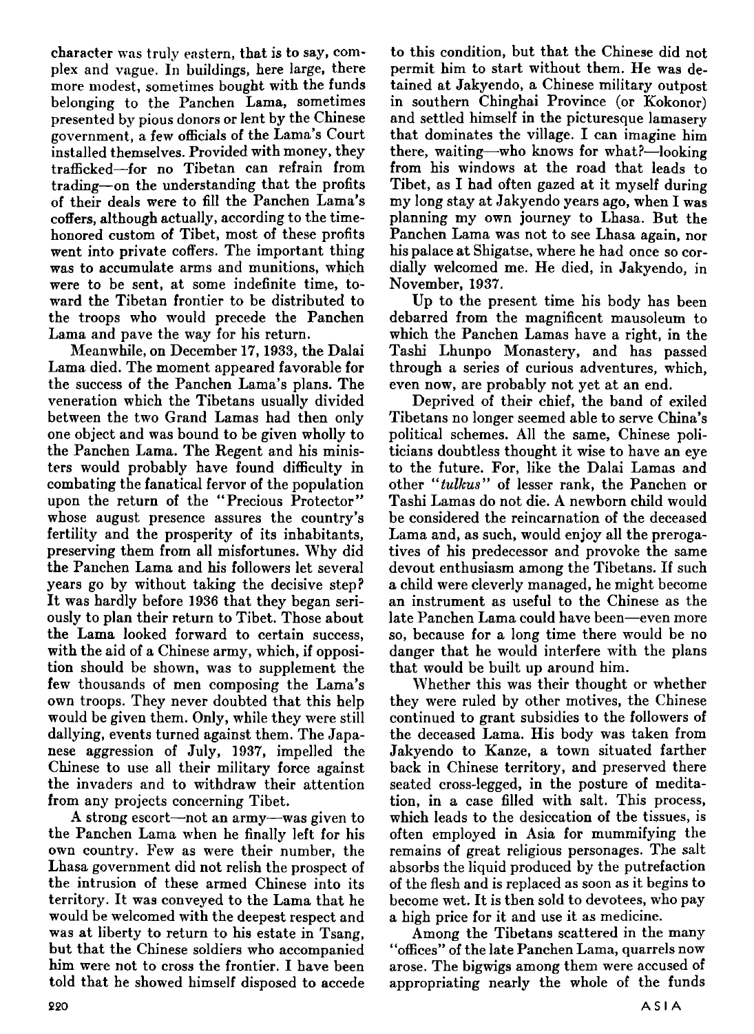character was truly eastern, that is to say, complex and vague. In buildings, here large, there more modest, sometimes bought with the funds belonging to the Panchen Lama, sometimes presented by pious donors or lent by the Chinese government, a few officials of the Lama's Court installed themselves. Provided with money, they trafficked—for no Tibetan can refrain from trading—on the understanding that the profits of their deals were to fill the Panchen Lama's coffers, although actually, according to the time-honored custom of Tibet, most of these profits went into private coffers. The important thing was to accumulate arms and munitions, which were to be sent, at some indefinite time, toward the Tibetan frontier to be distributed to the troops who would precede the Panchen Lama and pave the way for his return.

Meanwhile, on December 17, 1933, the Dalai Lama died. The moment appeared favorable for the success of the Panchen Lama's plans. The veneration which the Tibetans usually divided between the two Grand Lamas had then only one object and was bound to be given wholly to the Panchen Lama. The Regent and his ministers would probably have found difficulty in combating the fanatical fervor of the population upon the return of the "Precious Protector" whose august presence assures the country's fertility and the prosperity of its inhabitants, preserving them from all misfortunes. Why did the Panchen Lama and his followers let several years go by without taking the decisive step? It was hardly before 1936 that they began seriously to plan their return to Tibet. Those about the Lama looked forward to certain success, with the aid of a Chinese army, which, if opposition should be shown, was to supplement the few thousands of men composing the Lama's own troops. They never doubted that this help would be given them. Only, while they were still dallying, events turned against them. The Japanese aggression of July, 1937, impelled the Chinese to use all their military force against the invaders and to withdraw their attention from any projects concerning Tibet.

A strong escort—not an army—was given to the Panchen Lama when he finally left for his own country. Few as were their number, the Lhasa government did not relish the prospect of the intrusion of these armed Chinese into its territory. It was conveyed to the Lama that he would be welcomed with the deepest respect and was at liberty to return to his estate in Tsang, but that the Chinese soldiers who accompanied him were not to cross the frontier. I have been told that he showed himself disposed to accede to this condition, but that the Chinese did not permit him to start without them. He was detained at Jakyendo, a Chinese military outpost in southern Chinghai Province (or Kokonor) and settled himself in the picturesque lamasery that dominates the village. I can imagine him there, waiting—who knows for what?—looking from his windows at the road that leads to Tibet, as I had often gazed at it myself during my long stay at Jakyendo years ago, when I was planning my own journey to Lhasa. But the Panchen Lama was not to see Lhasa again, nor his palace at Shigatse, where he had once so cordially welcomed me. He died, in Jakyendo, in November, 1937.

Up to the present time his body has been debarred from the magnificent mausoleum to which the Panchen Lamas have a right, in the Tashi Lhunpo Monastery, and has passed through a series of curious adventures, which, even now, are probably not yet at an end.

Deprived of their chief, the band of exiled Tibetans no longer seemed able to serve China's political schemes. All the same, Chinese politicians doubtless thought it wise to have an eye to the future. For, like the Dalai Lamas and other "*tulkus*" of lesser rank, the Panchen or Tashi Lamas do not die. A newborn child would be considered the reincarnation of the deceased Lama and, as such, would enjoy all the prerogatives of his predecessor and provoke the same devout enthusiasm among the Tibetans. If such a child were cleverly managed, he might become an instrument as useful to the Chinese as the late Panchen Lama could have been—even more so, because for a long time there would be no danger that he would interfere with the plans that would be built up around him.

Whether this was their thought or whether they were ruled by other motives, the Chinese continued to grant subsidies to the followers of the deceased Lama. His body was taken from Jakyendo to Kanze, a town situated farther back in Chinese territory, and preserved there seated cross-legged, in the posture of meditation, in a case filled with salt. This process, which leads to the desiccation of the tissues, is often employed in Asia for mummifying the remains of great religious personages. The salt absorbs the liquid produced by the putrefaction of the flesh and is replaced as soon as it begins to become wet. It is then sold to devotees, who pay a high price for it and use it as medicine.

Among the Tibetans scattered in the many "offices" of the late Panchen Lama, quarrels now arose. The bigwigs among them were accused of appropriating nearly the whole of the funds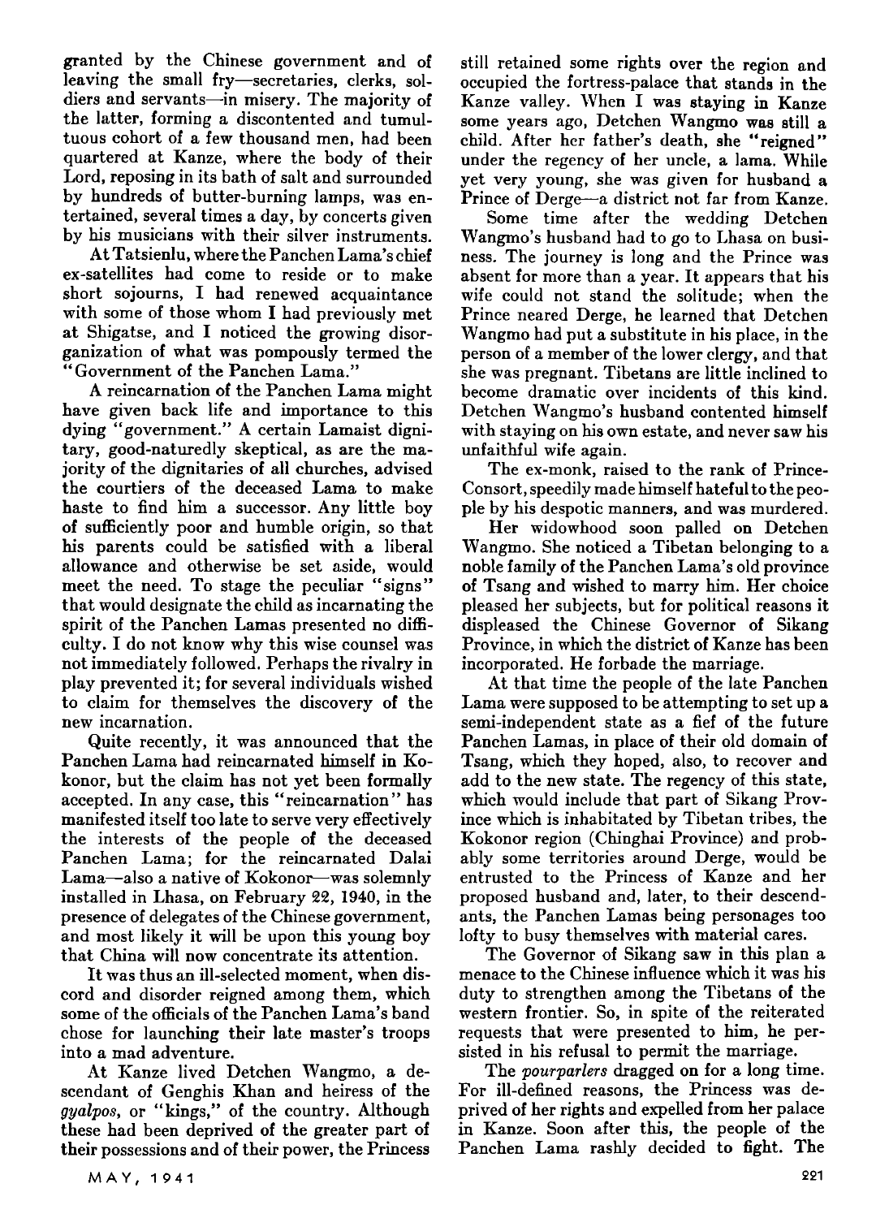granted by the Chinese government and of leaving the small fry—secretaries, clerks, soldiers and servants—in misery. The majority of the latter, forming a discontented and tumultuous cohort of a few thousand men, had been quartered at Kanze, where the body of their Lord, reposing in its bath of salt and surrounded by hundreds of butter-burning lamps, was entertained, several times a day, by concerts given by his musicians with their silver instruments.

At Tatsienlu, where the Panchen Lama's chief ex-satellites had come to reside or to make short sojourns, I had renewed acquaintance with some of those whom I had previously met at Shigatse, and I noticed the growing disorganization of what was pompously termed the "Government of the Panchen Lama."

A reincarnation of the Panchen Lama might have given back life and importance to this dying "government." A certain Lamaist dignitary, good-naturedly skeptical, as are the majority of the dignitaries of all churches, advised the courtiers of the deceased Lama to make haste to find him a successor. Any little boy of sufficiently poor and humble origin, so that his parents could be satisfied with a liberal allowance and otherwise be set aside, would meet the need. To stage the peculiar "signs" that would designate the child as incarnating the spirit of the Panchen Lamas presented no difficulty. I do not know why this wise counsel was not immediately followed. Perhaps the rivalry in play prevented it; for several individuals wished to claim for themselves the discovery of the new incarnation.

Quite recently, it was announced that the Panchen Lama had reincarnated himself in Kokonor, but the claim has not yet been formally accepted. In any case, this "reincarnation" has manifested itself too late to serve very effectively the interests of the people of the deceased Panchen Lama; for the reincarnated Dalai Lama—also a native of Kokonor—was solemnly installed in Lhasa, on February 22, 1940, in the presence of delegates of the Chinese government, and most likely it will be upon this young boy that China will now concentrate its attention.

It was thus an ill-selected moment, when discord and disorder reigned among them, which some of the officials of the Panchen Lama's band chose for launching their late master's troops into a mad adventure.

At Kanze lived Detchen Wangmo, a descendant of Genghis Khan and heiress of the *gyalpos*, or "kings," of the country. Although these had been deprived of the greater part of their possessions and of their power, the Princess still retained some rights over the region and occupied the fortress-palace that stands in the Kanze valley. When I was staying in Kanze some years ago, Detchen Wangmo was still a child. After her father's death, she "reigned" under the regency of her uncle, a lama. While yet very young, she was given for husband a Prince of Derge—a district not far from Kanze.

Some time after the wedding Detchen Wangmo's husband had to go to Lhasa on business. The journey is long and the Prince was absent for more than a year. It appears that his wife could not stand the solitude; when the Prince neared Derge, he learned that Detchen Wangmo had put a substitute in his place, in the person of a member of the lower clergy, and that she was pregnant. Tibetans are little inclined to become dramatic over incidents of this kind. Detchen Wangmo's husband contented himself with staying on his own estate, and never saw his unfaithful wife again.

The ex-monk, raised to the rank of Prince-Consort, speedily made himself hateful to the people by his despotic manners, and was murdered.

Her widowhood soon palled on Detchen Wangmo. She noticed a Tibetan belonging to a noble family of the Panchen Lama's old province of Tsang and wished to marry him. Her choice pleased her subjects, but for political reasons it displeased the Chinese Governor of Sikang Province, in which the district of Kanze has been incorporated. He forbade the marriage.

At that time the people of the late Panchen Lama were supposed to be attempting to set up a semi-independent state as a fief of the future Panchen Lamas, in place of their old domain of Tsang, which they hoped, also, to recover and add to the new state. The regency of this state, which would include that part of Sikang Province which is inhabitated by Tibetan tribes, the Kokonor region (Chinghai Province) and probably some territories around Derge, would be entrusted to the Princess of Kanze and her proposed husband and, later, to their descendants, the Panchen Lamas being personages too lofty to busy themselves with material cares.

The Governor of Sikang saw in this plan a menace to the Chinese influence which it was his duty to strengthen among the Tibetans of the western frontier. So, in spite of the reiterated requests that were presented to him, he persisted in his refusal to permit the marriage.

The *pourparlers* dragged on for a long time. For ill-defined reasons, the Princess was deprived of her rights and expelled from her palace in Kanze. Soon after this, the people of the Panchen Lama rashly decided to fight. The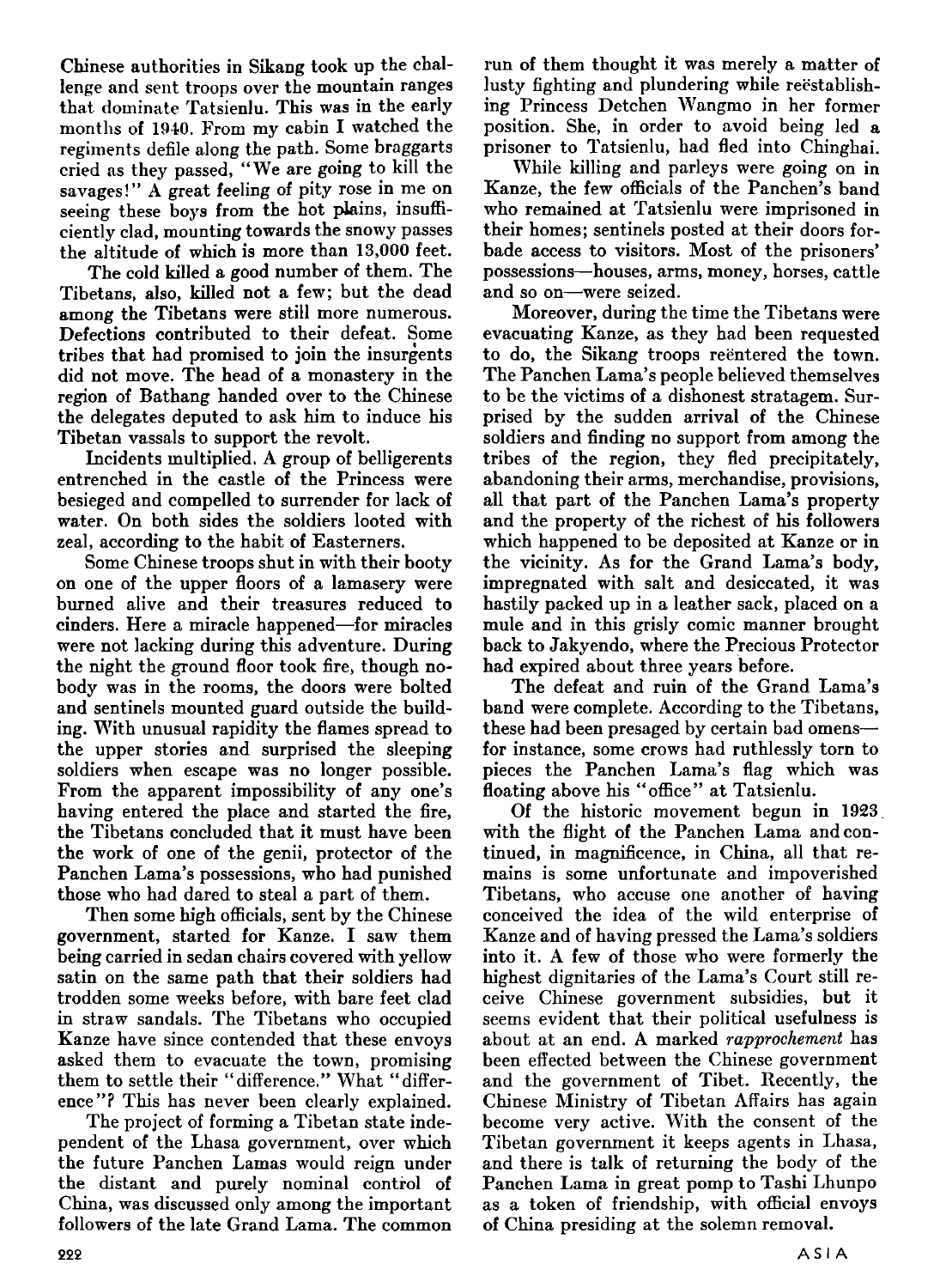Chinese authorities in Sikang took up the challenge and sent troops over the mountain ranges that dominate Tatsienlu. This was in the early months of 1940. From my cabin I watched the regiments defile along the path. Some braggarts cried as they passed, "We are going to kill the savages!" A great feeling of pity rose in me on seeing these boys from the hot plains, insufficiently clad, mounting towards the snowy passes the altitude of which is more than 13,000 feet.

The cold killed a good number of them. The Tibetans, also, killed not a few; but the dead among the Tibetans were still more numerous. Defections contributed to their defeat. Some tribes that had promised to join the insurgents did not move. The head of a monastery in the region of Bathang handed over to the Chinese the delegates deputed to ask him to induce his Tibetan vassals to support the revolt.

Incidents multiplied. A group of belligerents entrenched in the castle of the Princess were besieged and compelled to surrender for lack of water. On both sides the soldiers looted with zeal, according to the habit of Easterners.

Some Chinese troops shut in with their booty on one of the upper floors of a lamasery were burned alive and their treasures reduced to cinders. Here a miracle happened—for miracles were not lacking during this adventure. During the night the ground floor took fire, though nobody was in the rooms, the doors were bolted and sentinels mounted guard outside the building. With unusual rapidity the flames spread to the upper stories and surprised the sleeping soldiers when escape was no longer possible. From the apparent impossibility of any one's having entered the place and started the fire, the Tibetans concluded that it must have been the work of one of the genii, protector of the Panchen Lama's possessions, who had punished those who had dared to steal a part of them.

Then some high officials, sent by the Chinese government, started for Kanze. I saw them being carried in sedan chairs covered with yellow satin on the same path that their soldiers had trodden some weeks before, with bare feet clad in straw sandals. The Tibetans who occupied Kanze have since contended that these envoys asked them to evacuate the town, promising them to settle their "difference." What "difference"? This has never been clearly explained.

The project of forming a Tibetan state independent of the Lhasa government, over which the future Panchen Lamas would reign under the distant and purely nominal control of China, was discussed only among the important followers of the late Grand Lama. The common run of them thought it was merely a matter of lusty fighting and plundering while reëstablishing Princess Detchen Wangmo in her former position. She, in order to avoid being led a prisoner to Tatsienlu, had fled into Chinghai.

While killing and parleys were going on in Kanze, the few officials of the Panchen's band who remained at Tatsienlu were imprisoned in their homes; sentinels posted at their doors forbade access to visitors. Most of the prisoners' possessions—houses, arms, money, horses, cattle and so on—were seized.

Moreover, during the time the Tibetans were evacuating Kanze, as they had been requested to do, the Sikang troops reëntered the town. The Panchen Lama's people believed themselves to be the victims of a dishonest stratagem. Surprised by the sudden arrival of the Chinese soldiers and finding no support from among the tribes of the region, they fled precipitately, abandoning their arms, merchandise, provisions, all that part of the Panchen Lama's property and the property of the richest of his followers which happened to be deposited at Kanze or in the vicinity. As for the Grand Lama's body, impregnated with salt and desiccated, it was hastily packed up in a leather sack, placed on a mule and in this grisly comic manner brought back to Jakyendo, where the Precious Protector had expired about three years before.

The defeat and ruin of the Grand Lama's band were complete. According to the Tibetans, these had been presaged by certain bad omens—for instance, some crows had ruthlessly torn to pieces the Panchen Lama's flag which was floating above his "office" at Tatsienlu.

Of the historic movement begun in 1923 with the flight of the Panchen Lama and continued, in magnificence, in China, all that remains is some unfortunate and impoverished Tibetans, who accuse one another of having conceived the idea of the wild enterprise of Kanze and of having pressed the Lama's soldiers into it. A few of those who were formerly the highest dignitaries of the Lama's Court still receive Chinese government subsidies, but it seems evident that their political usefulness is about at an end. A marked *rapprochement* has been effected between the Chinese government and the government of Tibet. Recently, the Chinese Ministry of Tibetan Affairs has again become very active. With the consent of the Tibetan government it keeps agents in Lhasa, and there is talk of returning the body of the Panchen Lama in great pomp to Tashi Lhunpo as a token of friendship, with official envoys of China presiding at the solemn removal.